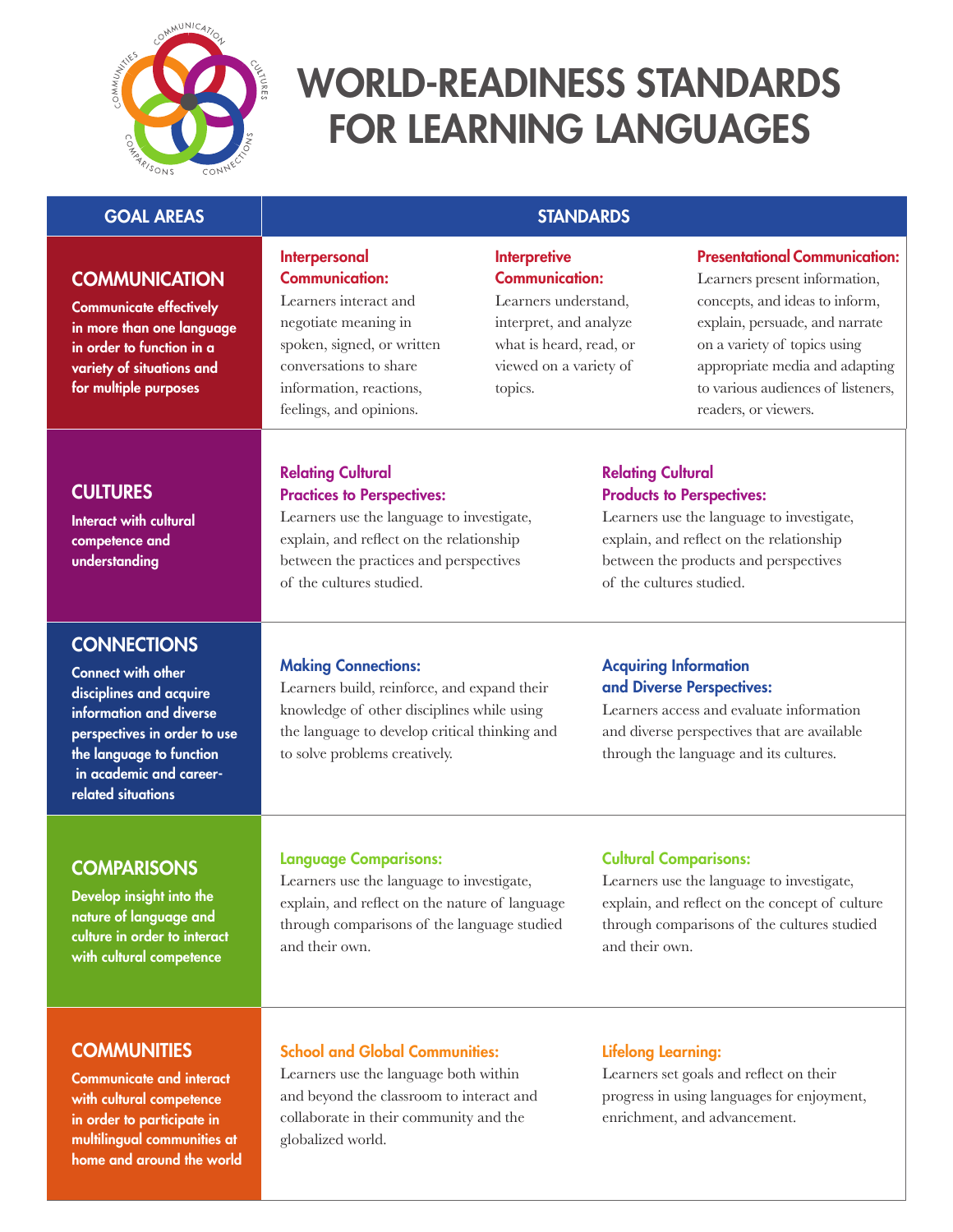# WORLD-READINESS STANDARDS FOR LEARNING LANGUAGES

| GOAL AREAS | STANDARDS | | |
|---|---|---|---|
| **COMMUNICATION**<br>**Communicate effectively in more than one language in order to function in a variety of situations and for multiple purposes** | **Interpersonal Communication:**<br>Learners interact and negotiate meaning in spoken, signed, or written conversations to share information, reactions, feelings, and opinions. | **Interpretive Communication:**<br>Learners understand, interpret, and analyze what is heard, read, or viewed on a variety of topics. | **Presentational Communication:**<br>Learners present information, concepts, and ideas to inform, explain, persuade, and narrate on a variety of topics using appropriate media and adapting to various audiences of listeners, readers, or viewers. |
| **CULTURES**<br>**Interact with cultural competence and understanding** | **Relating Cultural Practices to Perspectives:**<br>Learners use the language to investigate, explain, and reflect on the relationship between the practices and perspectives of the cultures studied. | **Relating Cultural Products to Perspectives:**<br>Learners use the language to investigate, explain, and reflect on the relationship between the products and perspectives of the cultures studied. | |
| **CONNECTIONS**<br>**Connect with other disciplines and acquire information and diverse perspectives in order to use the language to function in academic and career-related situations** | **Making Connections:**<br>Learners build, reinforce, and expand their knowledge of other disciplines while using the language to develop critical thinking and to solve problems creatively. | **Acquiring Information and Diverse Perspectives:**<br>Learners access and evaluate information and diverse perspectives that are available through the language and its cultures. | |
| **COMPARISONS**<br>**Develop insight into the nature of language and culture in order to interact with cultural competence** | **Language Comparisons:**<br>Learners use the language to investigate, explain, and reflect on the nature of language through comparisons of the language studied and their own. | **Cultural Comparisons:**<br>Learners use the language to investigate, explain, and reflect on the concept of culture through comparisons of the cultures studied and their own. | |
| **COMMUNITIES**<br>**Communicate and interact with cultural competence in order to participate in multilingual communities at home and around the world** | **School and Global Communities:**<br>Learners use the language both within and beyond the classroom to interact and collaborate in their community and the globalized world. | **Lifelong Learning:**<br>Learners set goals and reflect on their progress in using languages for enjoyment, enrichment, and advancement. | |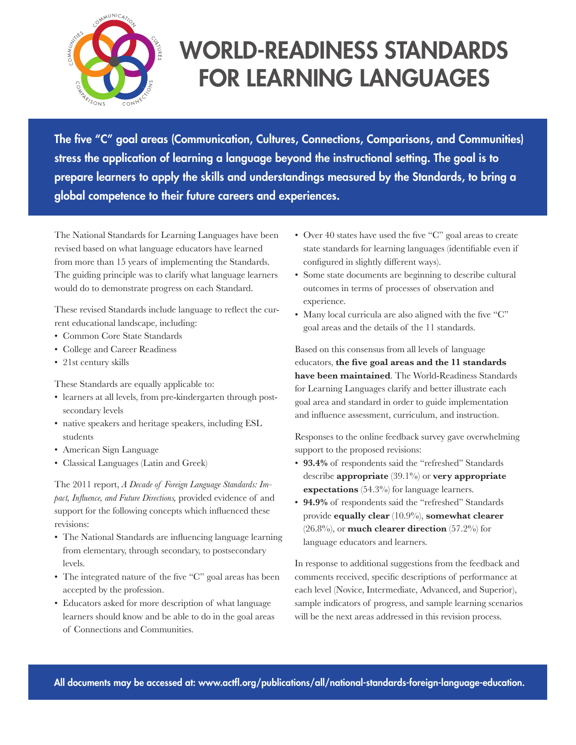# WORLD-READINESS STANDARDS FOR LEARNING LANGUAGES

**The five "C" goal areas (Communication, Cultures, Connections, Comparisons, and Communities) stress the application of learning a language beyond the instructional setting. The goal is to prepare learners to apply the skills and understandings measured by the Standards, to bring a global competence to their future careers and experiences.**

The National Standards for Learning Languages have been revised based on what language educators have learned from more than 15 years of implementing the Standards. The guiding principle was to clarify what language learners would do to demonstrate progress on each Standard.

These revised Standards include language to reflect the current educational landscape, including:

- Common Core State Standards
- College and Career Readiness
- 21st century skills

These Standards are equally applicable to:

- learners at all levels, from pre-kindergarten through post-secondary levels
- native speakers and heritage speakers, including ESL students
- American Sign Language
- Classical Languages (Latin and Greek)

The 2011 report, *A Decade of Foreign Language Standards: Impact, Influence, and Future Directions,* provided evidence of and support for the following concepts which influenced these revisions:

- The National Standards are influencing language learning from elementary, through secondary, to postsecondary levels.
- The integrated nature of the five "C" goal areas has been accepted by the profession.
- Educators asked for more description of what language learners should know and be able to do in the goal areas of Connections and Communities.
- Over 40 states have used the five "C" goal areas to create state standards for learning languages (identifiable even if configured in slightly different ways).
- Some state documents are beginning to describe cultural outcomes in terms of processes of observation and experience.
- Many local curricula are also aligned with the five "C" goal areas and the details of the 11 standards.

Based on this consensus from all levels of language educators, **the five goal areas and the 11 standards have been maintained**. The World-Readiness Standards for Learning Languages clarify and better illustrate each goal area and standard in order to guide implementation and influence assessment, curriculum, and instruction.

Responses to the online feedback survey gave overwhelming support to the proposed revisions:

- **93.4%** of respondents said the "refreshed" Standards describe **appropriate** (39.1%) or **very appropriate expectations** (54.3%) for language learners.
- **94.9%** of respondents said the "refreshed" Standards provide **equally clear** (10.9%), **somewhat clearer** (26.8%), or **much clearer direction** (57.2%) for language educators and learners.

In response to additional suggestions from the feedback and comments received, specific descriptions of performance at each level (Novice, Intermediate, Advanced, and Superior), sample indicators of progress, and sample learning scenarios will be the next areas addressed in this revision process.

**All documents may be accessed at: www.actfl.org/publications/all/national-standards-foreign-language-education.**